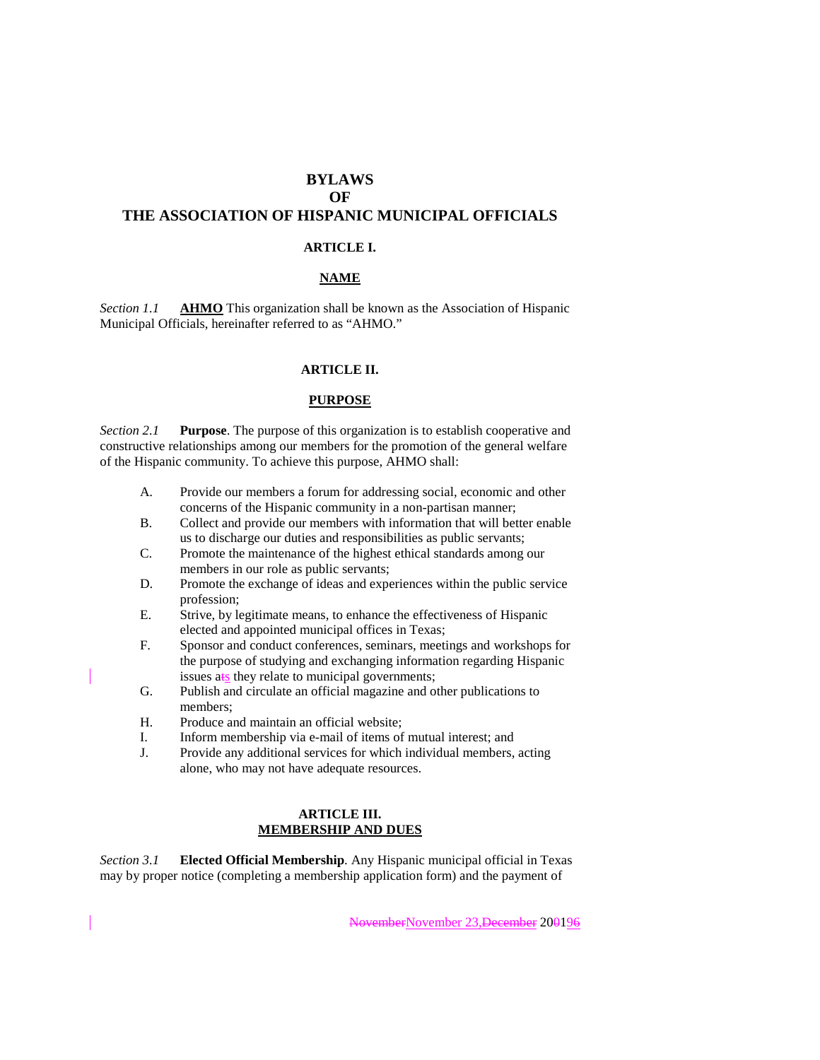# BYLAWS
# OF
# THE ASSOCIATION OF HISPANIC MUNICIPAL OFFICIALS

## ARTICLE I.

## NAME

*Section 1.1* **AHMO** This organization shall be known as the Association of Hispanic Municipal Officials, hereinafter referred to as "AHMO."

## ARTICLE II.

## PURPOSE

*Section 2.1* **Purpose**. The purpose of this organization is to establish cooperative and constructive relationships among our members for the promotion of the general welfare of the Hispanic community. To achieve this purpose, AHMO shall:

A. Provide our members a forum for addressing social, economic and other concerns of the Hispanic community in a non-partisan manner;
B. Collect and provide our members with information that will better enable us to discharge our duties and responsibilities as public servants;
C. Promote the maintenance of the highest ethical standards among our members in our role as public servants;
D. Promote the exchange of ideas and experiences within the public service profession;
E. Strive, by legitimate means, to enhance the effectiveness of Hispanic elected and appointed municipal offices in Texas;
F. Sponsor and conduct conferences, seminars, meetings and workshops for the purpose of studying and exchanging information regarding Hispanic issues as they relate to municipal governments;
G. Publish and circulate an official magazine and other publications to members;
H. Produce and maintain an official website;
I. Inform membership via e-mail of items of mutual interest; and
J. Provide any additional services for which individual members, acting alone, who may not have adequate resources.

## ARTICLE III.
## MEMBERSHIP AND DUES

*Section 3.1* **Elected Official Membership**. Any Hispanic municipal official in Texas may by proper notice (completing a membership application form) and the payment of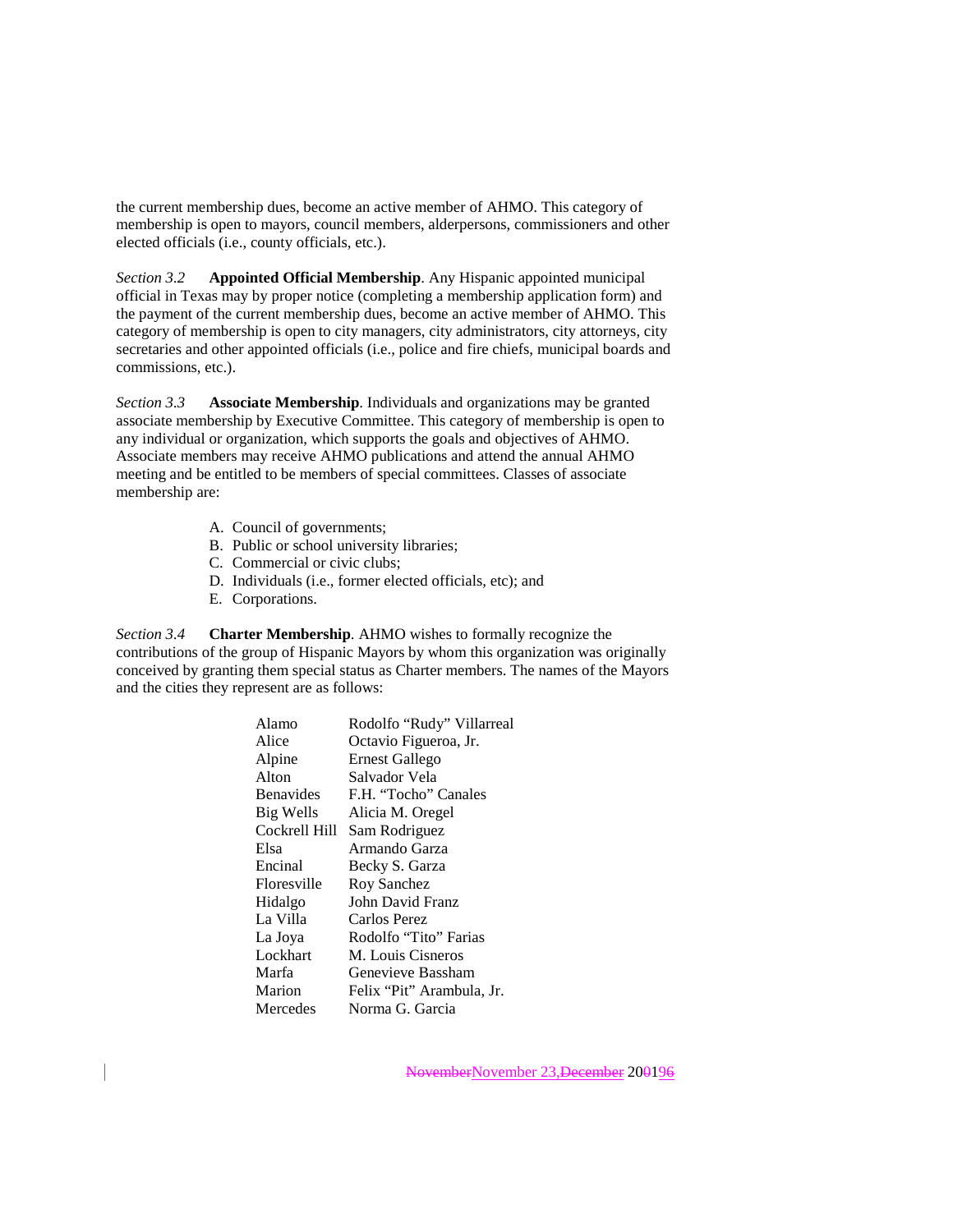the current membership dues, become an active member of AHMO. This category of membership is open to mayors, council members, alderpersons, commissioners and other elected officials (i.e., county officials, etc.).

*Section 3.2* **Appointed Official Membership**. Any Hispanic appointed municipal official in Texas may by proper notice (completing a membership application form) and the payment of the current membership dues, become an active member of AHMO. This category of membership is open to city managers, city administrators, city attorneys, city secretaries and other appointed officials (i.e., police and fire chiefs, municipal boards and commissions, etc.).

*Section 3.3* **Associate Membership**. Individuals and organizations may be granted associate membership by Executive Committee. This category of membership is open to any individual or organization, which supports the goals and objectives of AHMO. Associate members may receive AHMO publications and attend the annual AHMO meeting and be entitled to be members of special committees. Classes of associate membership are:

A. Council of governments;
B. Public or school university libraries;
C. Commercial or civic clubs;
D. Individuals (i.e., former elected officials, etc); and
E. Corporations.

*Section 3.4* **Charter Membership**. AHMO wishes to formally recognize the contributions of the group of Hispanic Mayors by whom this organization was originally conceived by granting them special status as Charter members. The names of the Mayors and the cities they represent are as follows:

| | |
|---|---|
| Alamo | Rodolfo “Rudy” Villarreal |
| Alice | Octavio Figueroa, Jr. |
| Alpine | Ernest Gallego |
| Alton | Salvador Vela |
| Benavides | F.H. “Tocho” Canales |
| Big Wells | Alicia M. Oregel |
| Cockrell Hill | Sam Rodriguez |
| Elsa | Armando Garza |
| Encinal | Becky S. Garza |
| Floresville | Roy Sanchez |
| Hidalgo | John David Franz |
| La Villa | Carlos Perez |
| La Joya | Rodolfo “Tito” Farias |
| Lockhart | M. Louis Cisneros |
| Marfa | Genevieve Bassham |
| Marion | Felix “Pit” Arambula, Jr. |
| Mercedes | Norma G. Garcia |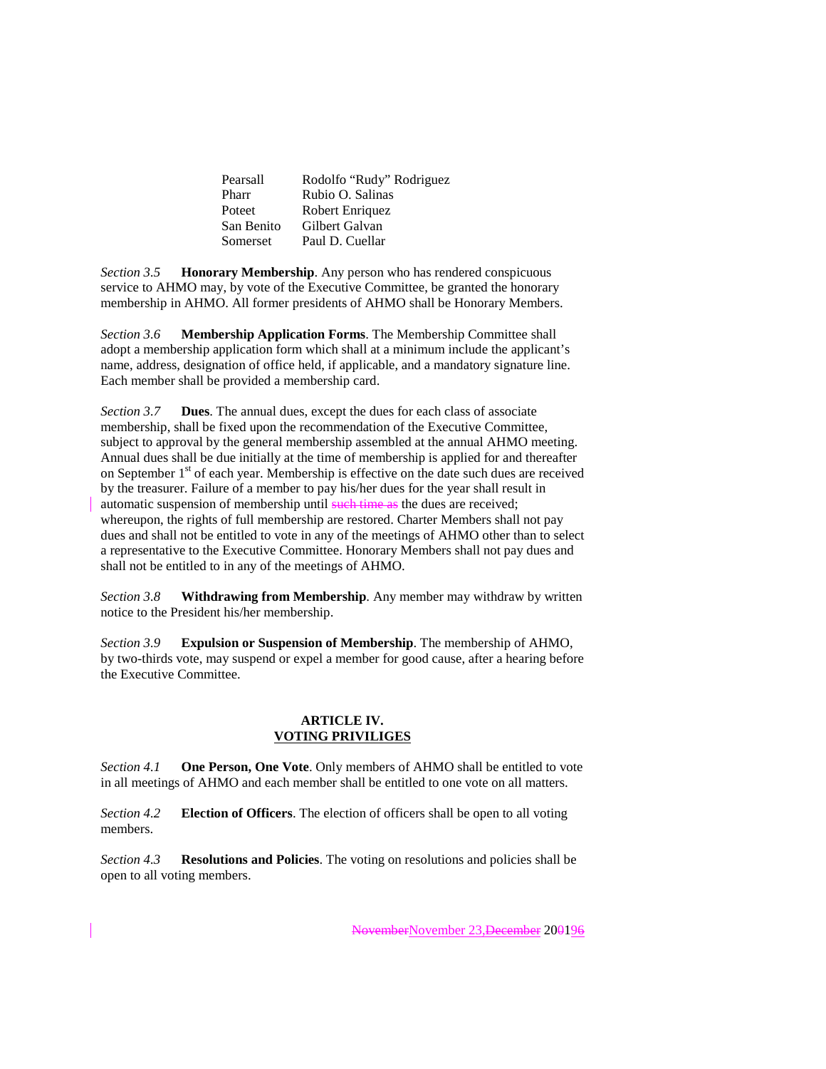| | |
|---|---|
| Pearsall | Rodolfo "Rudy" Rodriguez |
| Pharr | Rubio O. Salinas |
| Poteet | Robert Enriquez |
| San Benito | Gilbert Galvan |
| Somerset | Paul D. Cuellar |

*Section 3.5* **Honorary Membership**. Any person who has rendered conspicuous service to AHMO may, by vote of the Executive Committee, be granted the honorary membership in AHMO. All former presidents of AHMO shall be Honorary Members.

*Section 3.6* **Membership Application Forms**. The Membership Committee shall adopt a membership application form which shall at a minimum include the applicant's name, address, designation of office held, if applicable, and a mandatory signature line. Each member shall be provided a membership card.

*Section 3.7* **Dues**. The annual dues, except the dues for each class of associate membership, shall be fixed upon the recommendation of the Executive Committee, subject to approval by the general membership assembled at the annual AHMO meeting. Annual dues shall be due initially at the time of membership is applied for and thereafter on September 1st of each year. Membership is effective on the date such dues are received by the treasurer. Failure of a member to pay his/her dues for the year shall result in automatic suspension of membership until ~~such time as~~ the dues are received; whereupon, the rights of full membership are restored. Charter Members shall not pay dues and shall not be entitled to vote in any of the meetings of AHMO other than to select a representative to the Executive Committee. Honorary Members shall not pay dues and shall not be entitled to in any of the meetings of AHMO.

*Section 3.8* **Withdrawing from Membership**. Any member may withdraw by written notice to the President his/her membership.

*Section 3.9* **Expulsion or Suspension of Membership**. The membership of AHMO, by two-thirds vote, may suspend or expel a member for good cause, after a hearing before the Executive Committee.

## ARTICLE IV.
## VOTING PRIVILIGES

*Section 4.1* **One Person, One Vote**. Only members of AHMO shall be entitled to vote in all meetings of AHMO and each member shall be entitled to one vote on all matters.

*Section 4.2* **Election of Officers**. The election of officers shall be open to all voting members.

*Section 4.3* **Resolutions and Policies**. The voting on resolutions and policies shall be open to all voting members.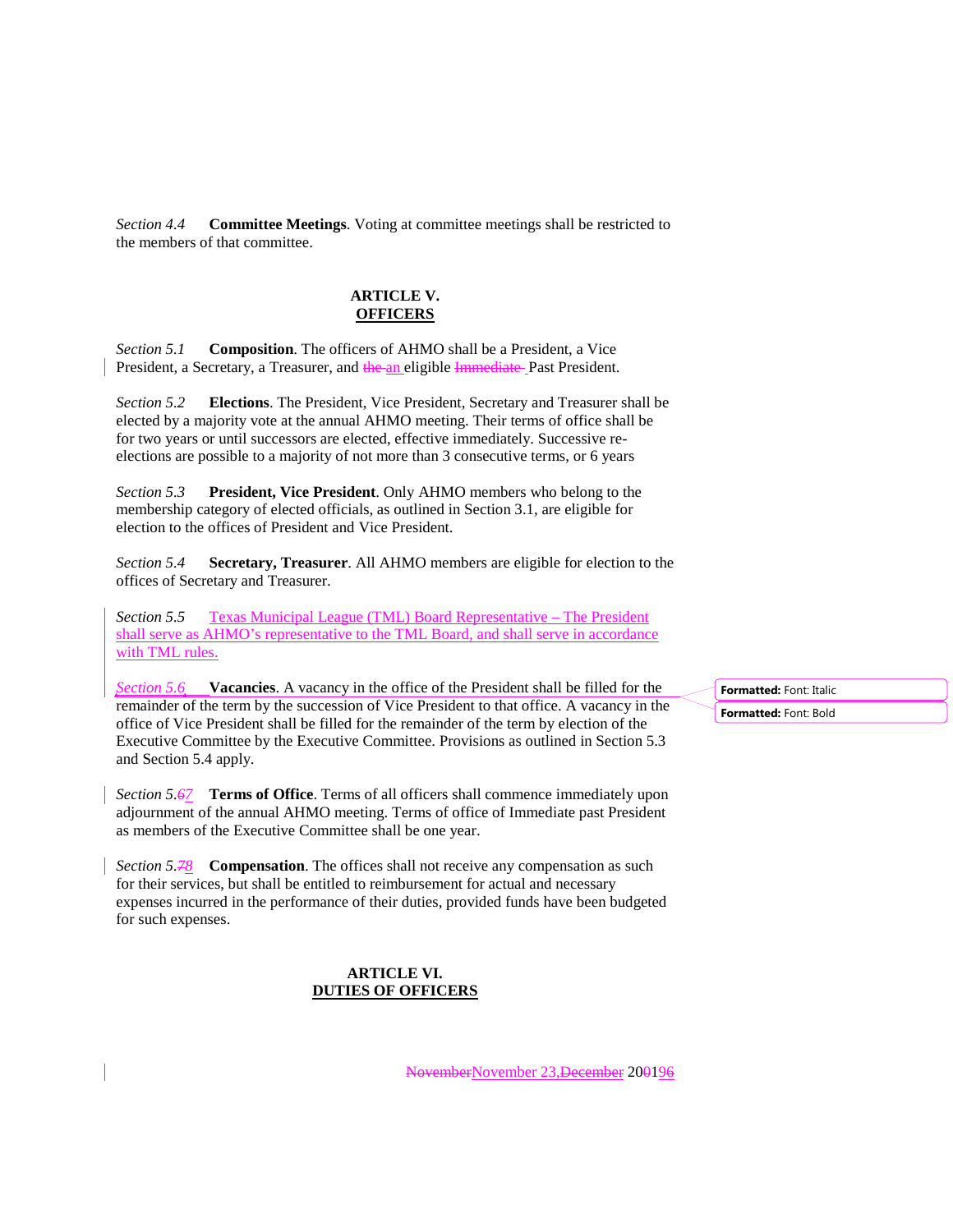*Section 4.4* **Committee Meetings**. Voting at committee meetings shall be restricted to the members of that committee.

## ARTICLE V.
## OFFICERS

*Section 5.1* **Composition**. The officers of AHMO shall be a President, a Vice President, a Secretary, a Treasurer, and ~~the~~ an eligible ~~Immediate~~ Past President.

*Section 5.2* **Elections**. The President, Vice President, Secretary and Treasurer shall be elected by a majority vote at the annual AHMO meeting. Their terms of office shall be for two years or until successors are elected, effective immediately. Successive re-elections are possible to a majority of not more than 3 consecutive terms, or 6 years

*Section 5.3* **President, Vice President**. Only AHMO members who belong to the membership category of elected officials, as outlined in Section 3.1, are eligible for election to the offices of President and Vice President.

*Section 5.4* **Secretary, Treasurer**. All AHMO members are eligible for election to the offices of Secretary and Treasurer.

*Section 5.5* Texas Municipal League (TML) Board Representative – The President shall serve as AHMO's representative to the TML Board, and shall serve in accordance with TML rules.

*Section 5.6* **Vacancies**. A vacancy in the office of the President shall be filled for the remainder of the term by the succession of Vice President to that office. A vacancy in the office of Vice President shall be filled for the remainder of the term by election of the Executive Committee by the Executive Committee. Provisions as outlined in Section 5.3 and Section 5.4 apply.

*Section 5.~~6~~7* **Terms of Office**. Terms of all officers shall commence immediately upon adjournment of the annual AHMO meeting. Terms of office of Immediate past President as members of the Executive Committee shall be one year.

*Section 5.~~7~~8* **Compensation**. The offices shall not receive any compensation as such for their services, but shall be entitled to reimbursement for actual and necessary expenses incurred in the performance of their duties, provided funds have been budgeted for such expenses.

## ARTICLE VI.
## DUTIES OF OFFICERS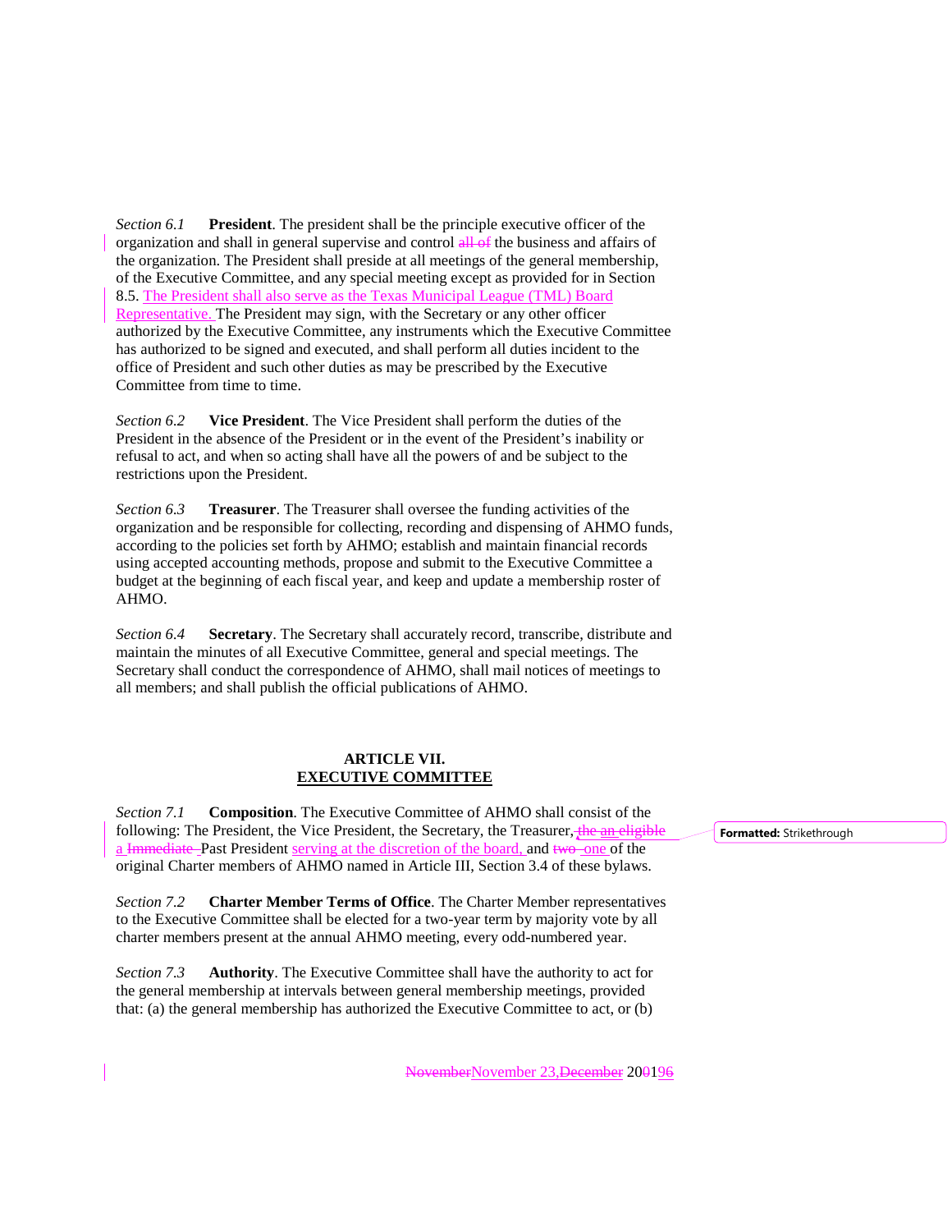*Section 6.1* **President**. The president shall be the principle executive officer of the organization and shall in general supervise and control ~~all of~~ the business and affairs of the organization. The President shall preside at all meetings of the general membership, of the Executive Committee, and any special meeting except as provided for in Section 8.5. The President shall also serve as the Texas Municipal League (TML) Board Representative. The President may sign, with the Secretary or any other officer authorized by the Executive Committee, any instruments which the Executive Committee has authorized to be signed and executed, and shall perform all duties incident to the office of President and such other duties as may be prescribed by the Executive Committee from time to time.

*Section 6.2* **Vice President**. The Vice President shall perform the duties of the President in the absence of the President or in the event of the President's inability or refusal to act, and when so acting shall have all the powers of and be subject to the restrictions upon the President.

*Section 6.3* **Treasurer**. The Treasurer shall oversee the funding activities of the organization and be responsible for collecting, recording and dispensing of AHMO funds, according to the policies set forth by AHMO; establish and maintain financial records using accepted accounting methods, propose and submit to the Executive Committee a budget at the beginning of each fiscal year, and keep and update a membership roster of AHMO.

*Section 6.4* **Secretary**. The Secretary shall accurately record, transcribe, distribute and maintain the minutes of all Executive Committee, general and special meetings. The Secretary shall conduct the correspondence of AHMO, shall mail notices of meetings to all members; and shall publish the official publications of AHMO.

## ARTICLE VII.
## EXECUTIVE COMMITTEE

*Section 7.1* **Composition**. The Executive Committee of AHMO shall consist of the following: The President, the Vice President, the Secretary, the Treasurer, ~~the an eligible~~ a ~~Immediate~~ Past President serving at the discretion of the board, and ~~two~~ one of the original Charter members of AHMO named in Article III, Section 3.4 of these bylaws.

*Section 7.2* **Charter Member Terms of Office**. The Charter Member representatives to the Executive Committee shall be elected for a two-year term by majority vote by all charter members present at the annual AHMO meeting, every odd-numbered year.

*Section 7.3* **Authority**. The Executive Committee shall have the authority to act for the general membership at intervals between general membership meetings, provided that: (a) the general membership has authorized the Executive Committee to act, or (b)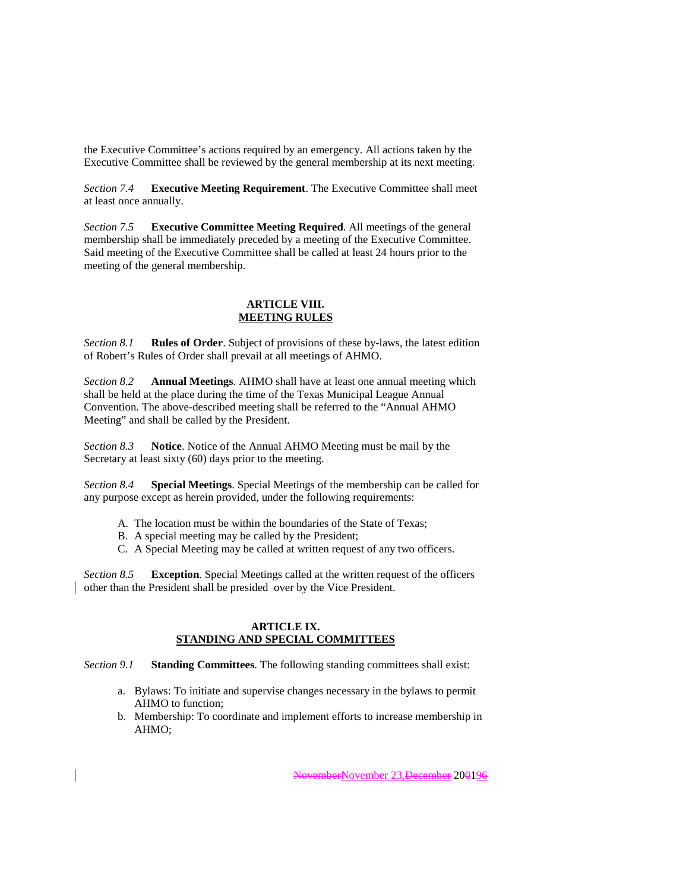the Executive Committee's actions required by an emergency. All actions taken by the Executive Committee shall be reviewed by the general membership at its next meeting.

*Section 7.4* **Executive Meeting Requirement**. The Executive Committee shall meet at least once annually.

*Section 7.5* **Executive Committee Meeting Required**. All meetings of the general membership shall be immediately preceded by a meeting of the Executive Committee. Said meeting of the Executive Committee shall be called at least 24 hours prior to the meeting of the general membership.

## ARTICLE VIII. MEETING RULES

*Section 8.1* **Rules of Order**. Subject of provisions of these by-laws, the latest edition of Robert's Rules of Order shall prevail at all meetings of AHMO.

*Section 8.2* **Annual Meetings**. AHMO shall have at least one annual meeting which shall be held at the place during the time of the Texas Municipal League Annual Convention. The above-described meeting shall be referred to the "Annual AHMO Meeting" and shall be called by the President.

*Section 8.3* **Notice**. Notice of the Annual AHMO Meeting must be mail by the Secretary at least sixty (60) days prior to the meeting.

*Section 8.4* **Special Meetings**. Special Meetings of the membership can be called for any purpose except as herein provided, under the following requirements:

A. The location must be within the boundaries of the State of Texas;
B. A special meeting may be called by the President;
C. A Special Meeting may be called at written request of any two officers.

*Section 8.5* **Exception**. Special Meetings called at the written request of the officers other than the President shall be presided over by the Vice President.

## ARTICLE IX. STANDING AND SPECIAL COMMITTEES

*Section 9.1* **Standing Committees**. The following standing committees shall exist:

a. Bylaws: To initiate and supervise changes necessary in the bylaws to permit AHMO to function;
b. Membership: To coordinate and implement efforts to increase membership in AHMO;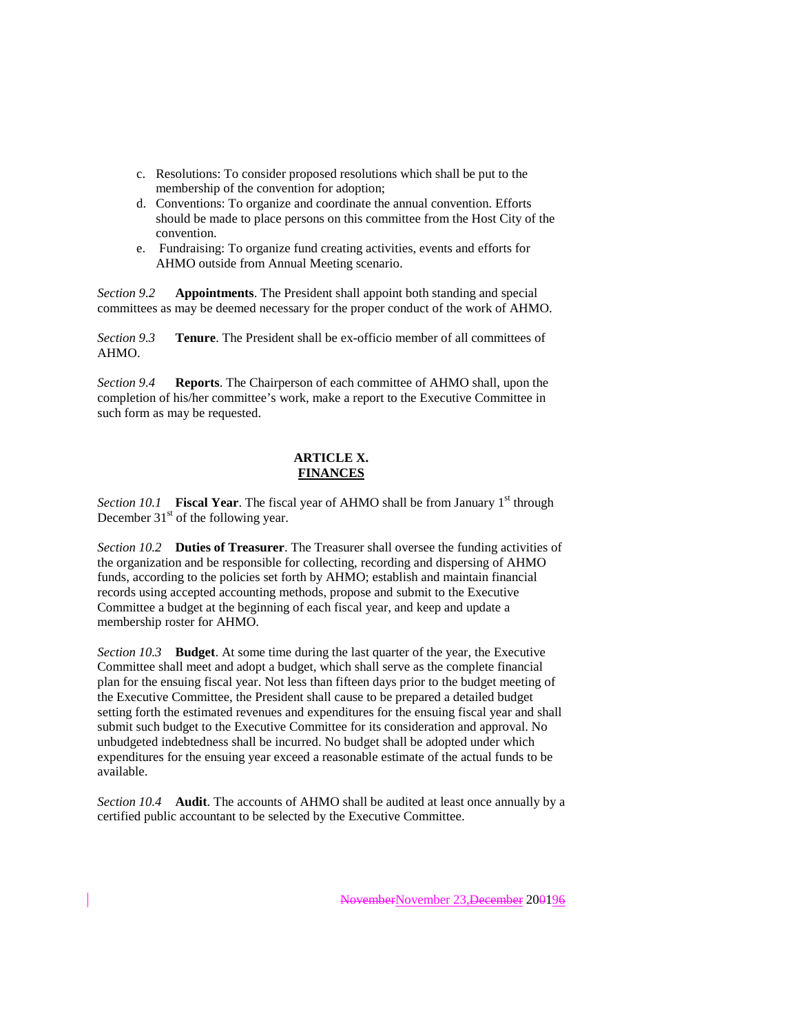c. Resolutions: To consider proposed resolutions which shall be put to the membership of the convention for adoption;
d. Conventions: To organize and coordinate the annual convention. Efforts should be made to place persons on this committee from the Host City of the convention.
e. Fundraising: To organize fund creating activities, events and efforts for AHMO outside from Annual Meeting scenario.

*Section 9.2* **Appointments**. The President shall appoint both standing and special committees as may be deemed necessary for the proper conduct of the work of AHMO.

*Section 9.3* **Tenure**. The President shall be ex-officio member of all committees of AHMO.

*Section 9.4* **Reports**. The Chairperson of each committee of AHMO shall, upon the completion of his/her committee's work, make a report to the Executive Committee in such form as may be requested.

## ARTICLE X.
## FINANCES

*Section 10.1* **Fiscal Year**. The fiscal year of AHMO shall be from January 1st through December 31st of the following year.

*Section 10.2* **Duties of Treasurer**. The Treasurer shall oversee the funding activities of the organization and be responsible for collecting, recording and dispersing of AHMO funds, according to the policies set forth by AHMO; establish and maintain financial records using accepted accounting methods, propose and submit to the Executive Committee a budget at the beginning of each fiscal year, and keep and update a membership roster for AHMO.

*Section 10.3* **Budget**. At some time during the last quarter of the year, the Executive Committee shall meet and adopt a budget, which shall serve as the complete financial plan for the ensuing fiscal year. Not less than fifteen days prior to the budget meeting of the Executive Committee, the President shall cause to be prepared a detailed budget setting forth the estimated revenues and expenditures for the ensuing fiscal year and shall submit such budget to the Executive Committee for its consideration and approval. No unbudgeted indebtedness shall be incurred. No budget shall be adopted under which expenditures for the ensuing year exceed a reasonable estimate of the actual funds to be available.

*Section 10.4* **Audit**. The accounts of AHMO shall be audited at least once annually by a certified public accountant to be selected by the Executive Committee.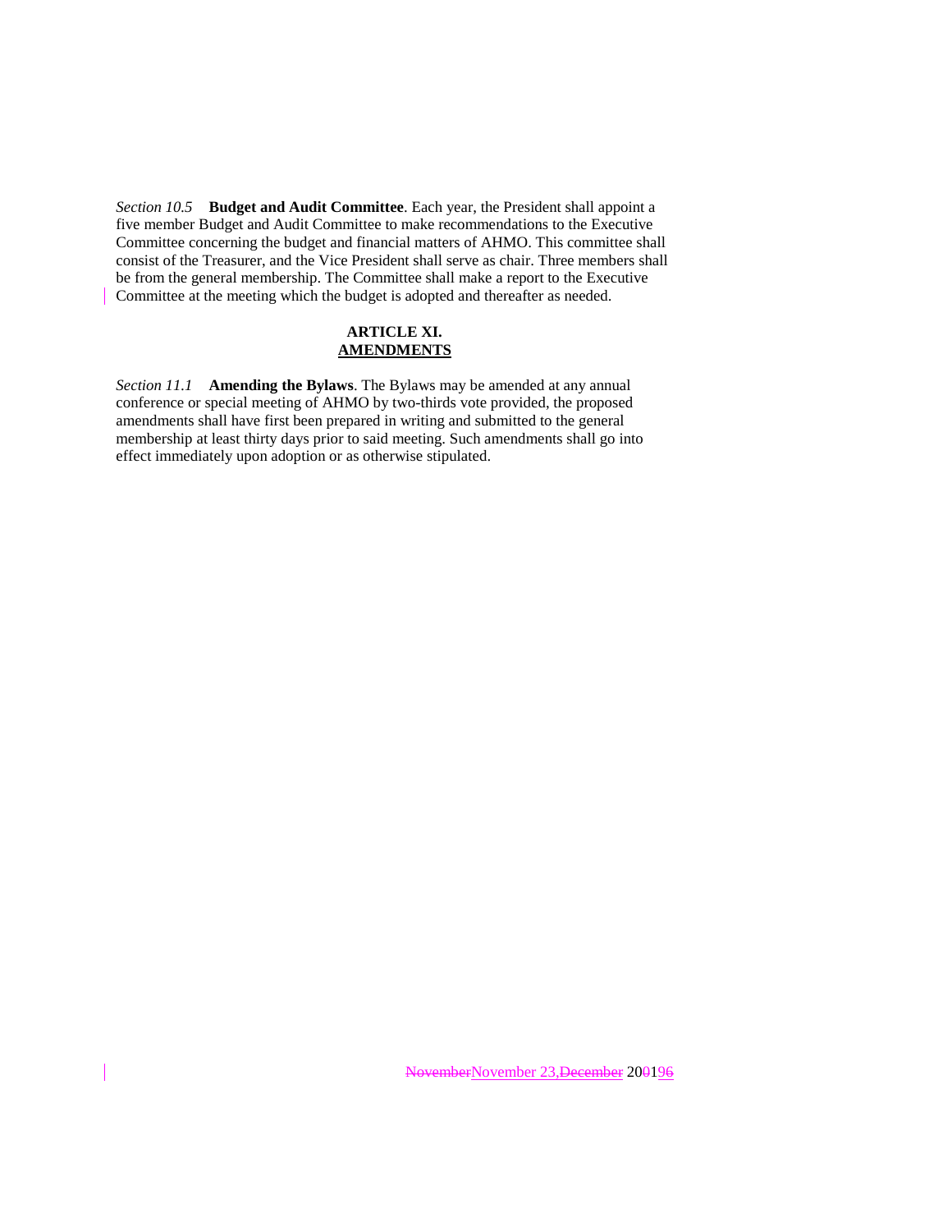*Section 10.5* **Budget and Audit Committee**. Each year, the President shall appoint a five member Budget and Audit Committee to make recommendations to the Executive Committee concerning the budget and financial matters of AHMO. This committee shall consist of the Treasurer, and the Vice President shall serve as chair. Three members shall be from the general membership. The Committee shall make a report to the Executive Committee at the meeting which the budget is adopted and thereafter as needed.

## ARTICLE XI.
## AMENDMENTS

*Section 11.1* **Amending the Bylaws**. The Bylaws may be amended at any annual conference or special meeting of AHMO by two-thirds vote provided, the proposed amendments shall have first been prepared in writing and submitted to the general membership at least thirty days prior to said meeting. Such amendments shall go into effect immediately upon adoption or as otherwise stipulated.